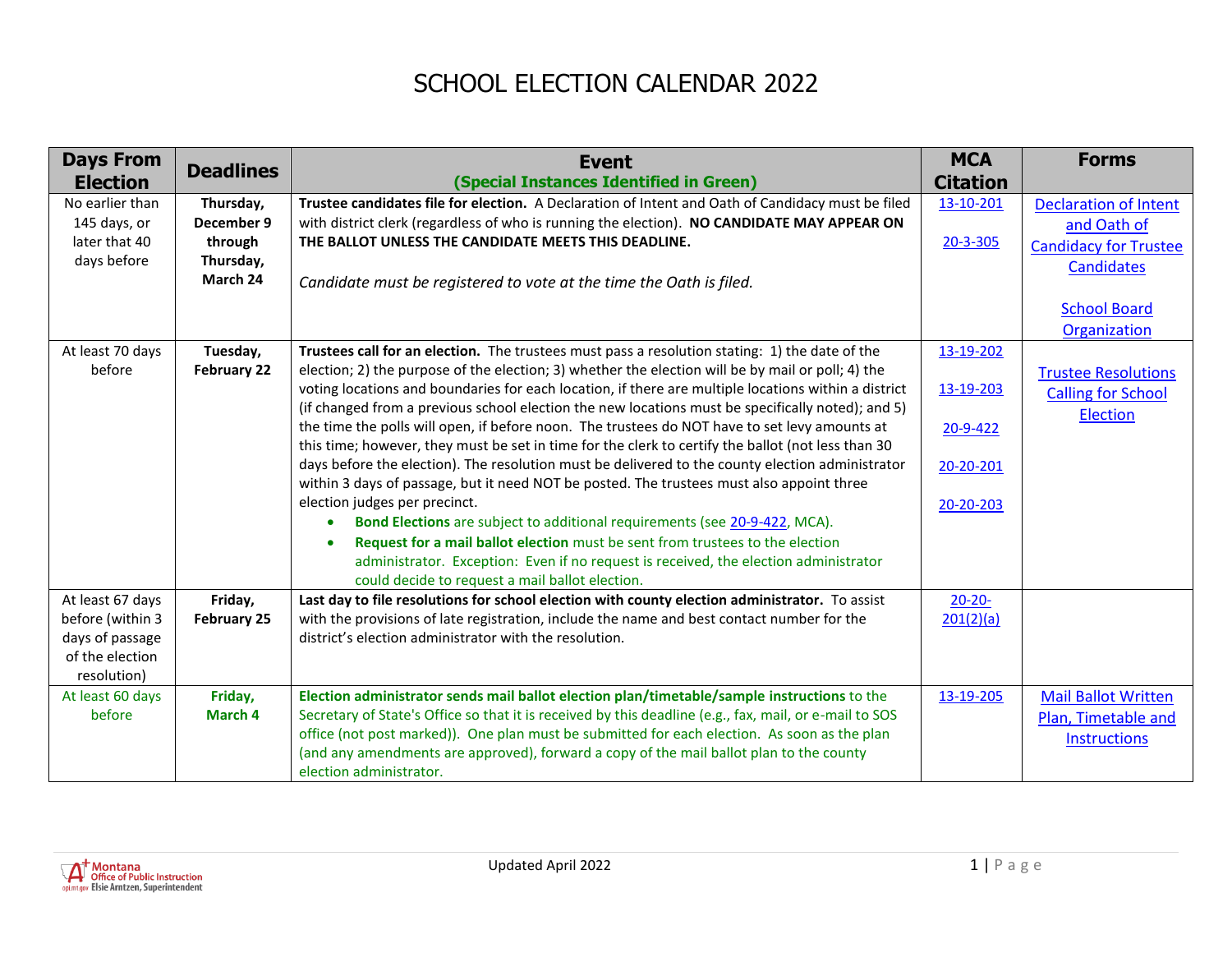# SCHOOL ELECTION CALENDAR 2022

| Days From Election | Deadlines | Event<br>(Special Instances Identified in Green) | MCA Citation | Forms |
|---|---|---|---|---|
| No earlier than 145 days, or later that 40 days before | **Thursday, December 9 through Thursday, March 24** | **Trustee candidates file for election.** A Declaration of Intent and Oath of Candidacy must be filed with district clerk (regardless of who is running the election). **NO CANDIDATE MAY APPEAR ON THE BALLOT UNLESS THE CANDIDATE MEETS THIS DEADLINE.**<br><br>*Candidate must be registered to vote at the time the Oath is filed.* | 13-10-201<br><br>20-3-305 | Declaration of Intent and Oath of Candidacy for Trustee Candidates<br><br>School Board Organization |
| At least 70 days before | **Tuesday, February 22** | **Trustees call for an election.** The trustees must pass a resolution stating: 1) the date of the election; 2) the purpose of the election; 3) whether the election will be by mail or poll; 4) the voting locations and boundaries for each location, if there are multiple locations within a district (if changed from a previous school election the new locations must be specifically noted); and 5) the time the polls will open, if before noon. The trustees do NOT have to set levy amounts at this time; however, they must be set in time for the clerk to certify the ballot (not less than 30 days before the election). The resolution must be delivered to the county election administrator within 3 days of passage, but it need NOT be posted. The trustees must also appoint three election judges per precinct.<br>• **Bond Elections** are subject to additional requirements (see 20-9-422, MCA).<br>• **Request for a mail ballot election** must be sent from trustees to the election administrator. Exception: Even if no request is received, the election administrator could decide to request a mail ballot election. | 13-19-202<br><br>13-19-203<br><br>20-9-422<br><br>20-20-201<br><br>20-20-203 | Trustee Resolutions Calling for School Election |
| At least 67 days before (within 3 days of passage of the election resolution) | **Friday, February 25** | **Last day to file resolutions for school election with county election administrator.** To assist with the provisions of late registration, include the name and best contact number for the district's election administrator with the resolution. | 20-20-201(2)(a) | |
| At least 60 days before | **Friday, March 4** | **Election administrator sends mail ballot election plan/timetable/sample instructions** to the Secretary of State's Office so that it is received by this deadline (e.g., fax, mail, or e-mail to SOS office (not post marked)). One plan must be submitted for each election. As soon as the plan (and any amendments are approved), forward a copy of the mail ballot plan to the county election administrator. | 13-19-205 | Mail Ballot Written Plan, Timetable and Instructions |

Updated April 2022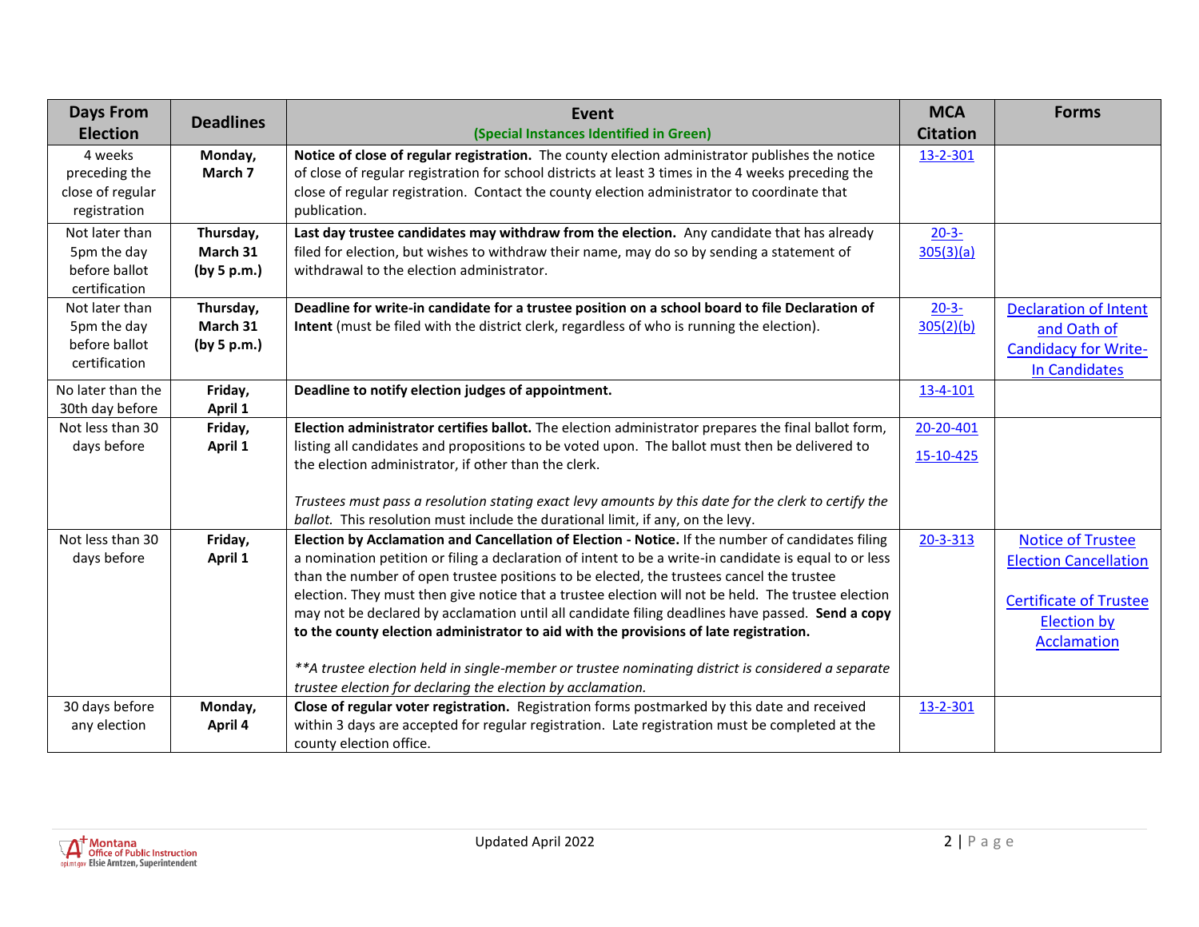| Days From Election | Deadlines | Event<br>(Special Instances Identified in Green) | MCA Citation | Forms |
|---|---|---|---|---|
| 4 weeks preceding the close of regular registration | **Monday, March 7** | **Notice of close of regular registration.** The county election administrator publishes the notice of close of regular registration for school districts at least 3 times in the 4 weeks preceding the close of regular registration. Contact the county election administrator to coordinate that publication. | 13-2-301 | |
| Not later than 5pm the day before ballot certification | **Thursday, March 31 (by 5 p.m.)** | **Last day trustee candidates may withdraw from the election.** Any candidate that has already filed for election, but wishes to withdraw their name, may do so by sending a statement of withdrawal to the election administrator. | 20-3-305(3)(a) | |
| Not later than 5pm the day before ballot certification | **Thursday, March 31 (by 5 p.m.)** | **Deadline for write-in candidate for a trustee position on a school board to file Declaration of Intent** (must be filed with the district clerk, regardless of who is running the election). | 20-3-305(2)(b) | Declaration of Intent and Oath of Candidacy for Write-In Candidates |
| No later than the 30th day before | **Friday, April 1** | **Deadline to notify election judges of appointment.** | 13-4-101 | |
| Not less than 30 days before | **Friday, April 1** | **Election administrator certifies ballot.** The election administrator prepares the final ballot form, listing all candidates and propositions to be voted upon. The ballot must then be delivered to the election administrator, if other than the clerk.<br><br>*Trustees must pass a resolution stating exact levy amounts by this date for the clerk to certify the ballot.* This resolution must include the durational limit, if any, on the levy. | 20-20-401<br><br>15-10-425 | |
| Not less than 30 days before | **Friday, April 1** | **Election by Acclamation and Cancellation of Election - Notice.** If the number of candidates filing a nomination petition or filing a declaration of intent to be a write-in candidate is equal to or less than the number of open trustee positions to be elected, the trustees cancel the trustee election. They must then give notice that a trustee election will not be held. The trustee election may not be declared by acclamation until all candidate filing deadlines have passed. **Send a copy to the county election administrator to aid with the provisions of late registration.**<br><br>*\*\*A trustee election held in single-member or trustee nominating district is considered a separate trustee election for declaring the election by acclamation.* | 20-3-313 | Notice of Trustee Election Cancellation<br><br>Certificate of Trustee Election by Acclamation |
| 30 days before any election | **Monday, April 4** | **Close of regular voter registration.** Registration forms postmarked by this date and received within 3 days are accepted for regular registration. Late registration must be completed at the county election office. | 13-2-301 | |

Updated April 2022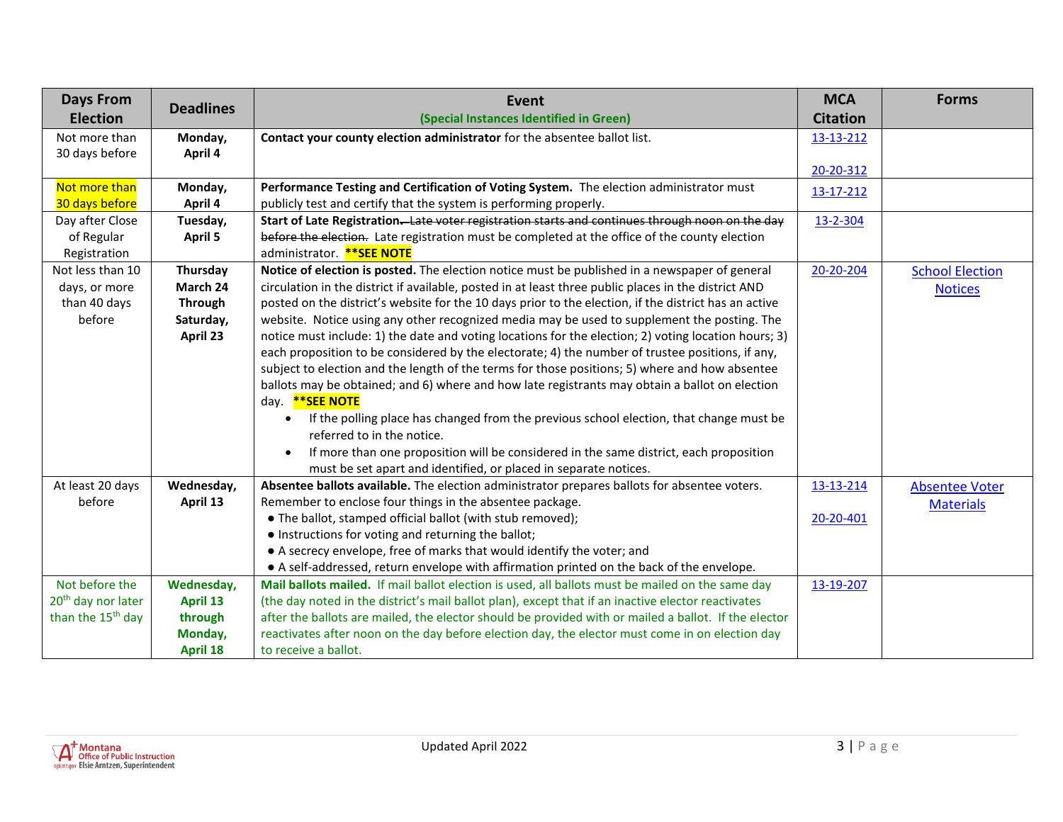| Days From Election | Deadlines | Event (Special Instances Identified in Green) | MCA Citation | Forms |
|---|---|---|---|---|
| Not more than 30 days before | **Monday, April 4** | **Contact your county election administrator** for the absentee ballot list. | 13-13-212<br><br>20-20-312 | |
| Not more than 30 days before | **Monday, April 4** | **Performance Testing and Certification of Voting System.** The election administrator must publicly test and certify that the system is performing properly. | 13-17-212 | |
| Day after Close of Regular Registration | **Tuesday, April 5** | **Start of Late Registration.** ~~Late voter registration starts and continues through noon on the day before the election.~~ Late registration must be completed at the office of the county election administrator. **\*\*SEE NOTE** | 13-2-304 | |
| Not less than 10 days, or more than 40 days before | **Thursday March 24 Through Saturday, April 23** | **Notice of election is posted.** The election notice must be published in a newspaper of general circulation in the district if available, posted in at least three public places in the district AND posted on the district's website for the 10 days prior to the election, if the district has an active website. Notice using any other recognized media may be used to supplement the posting. The notice must include: 1) the date and voting locations for the election; 2) voting location hours; 3) each proposition to be considered by the electorate; 4) the number of trustee positions, if any, subject to election and the length of the terms for those positions; 5) where and how absentee ballots may be obtained; and 6) where and how late registrants may obtain a ballot on election day. **\*\*SEE NOTE**<br>• If the polling place has changed from the previous school election, that change must be referred to in the notice.<br>• If more than one proposition will be considered in the same district, each proposition must be set apart and identified, or placed in separate notices. | 20-20-204 | School Election Notices |
| At least 20 days before | **Wednesday, April 13** | **Absentee ballots available.** The election administrator prepares ballots for absentee voters. Remember to enclose four things in the absentee package.<br>● The ballot, stamped official ballot (with stub removed);<br>● Instructions for voting and returning the ballot;<br>● A secrecy envelope, free of marks that would identify the voter; and<br>● A self-addressed, return envelope with affirmation printed on the back of the envelope. | 13-13-214<br><br>20-20-401 | Absentee Voter Materials |
| Not before the 20th day nor later than the 15th day | **Wednesday, April 13 through Monday, April 18** | **Mail ballots mailed.** If mail ballot election is used, all ballots must be mailed on the same day (the day noted in the district's mail ballot plan), except that if an inactive elector reactivates after the ballots are mailed, the elector should be provided with or mailed a ballot. If the elector reactivates after noon on the day before election day, the elector must come in on election day to receive a ballot. | 13-19-207 | |

Updated April 2022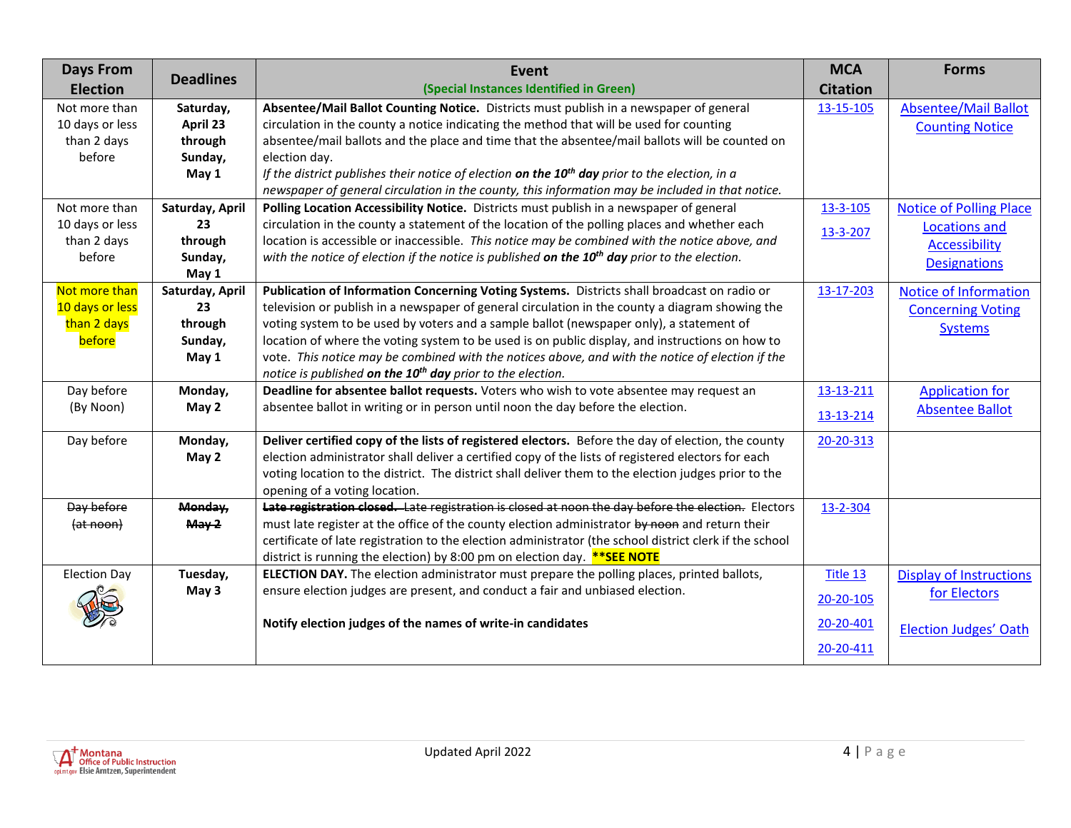| Days From Election | Deadlines | Event (Special Instances Identified in Green) | MCA Citation | Forms |
|---|---|---|---|---|
| Not more than 10 days or less than 2 days before | **Saturday, April 23 through Sunday, May 1** | **Absentee/Mail Ballot Counting Notice.** Districts must publish in a newspaper of general circulation in the county a notice indicating the method that will be used for counting absentee/mail ballots and the place and time that the absentee/mail ballots will be counted on election day. *If the district publishes their notice of election **on the 10th day** prior to the election, in a newspaper of general circulation in the county, this information may be included in that notice.* | 13-15-105 | Absentee/Mail Ballot Counting Notice |
| Not more than 10 days or less than 2 days before | **Saturday, April 23 through Sunday, May 1** | **Polling Location Accessibility Notice.** Districts must publish in a newspaper of general circulation in the county a statement of the location of the polling places and whether each location is accessible or inaccessible. *This notice may be combined with the notice above, and with the notice of election if the notice is published **on the 10th day** prior to the election.* | 13-3-105 13-3-207 | Notice of Polling Place Locations and Accessibility Designations |
| Not more than 10 days or less than 2 days before | **Saturday, April 23 through Sunday, May 1** | **Publication of Information Concerning Voting Systems.** Districts shall broadcast on radio or television or publish in a newspaper of general circulation in the county a diagram showing the voting system to be used by voters and a sample ballot (newspaper only), a statement of location of where the voting system to be used is on public display, and instructions on how to vote. *This notice may be combined with the notices above, and with the notice of election if the notice is published **on the 10th day** prior to the election.* | 13-17-203 | Notice of Information Concerning Voting Systems |
| Day before (By Noon) | **Monday, May 2** | **Deadline for absentee ballot requests.** Voters who wish to vote absentee may request an absentee ballot in writing or in person until noon the day before the election. | 13-13-211 13-13-214 | Application for Absentee Ballot |
| Day before | **Monday, May 2** | **Deliver certified copy of the lists of registered electors.** Before the day of election, the county election administrator shall deliver a certified copy of the lists of registered electors for each voting location to the district. The district shall deliver them to the election judges prior to the opening of a voting location. | 20-20-313 | |
| ~~Day before (at noon)~~ | ~~**Monday, May 2**~~ | ~~**Late registration closed.** Late registration is closed at noon the day before the election.~~ Electors must late register at the office of the county election administrator ~~by noon~~ and return their certificate of late registration to the election administrator (the school district clerk if the school district is running the election) by 8:00 pm on election day. **\*\*SEE NOTE** | 13-2-304 | |
| Election Day | **Tuesday, May 3** | **ELECTION DAY.** The election administrator must prepare the polling places, printed ballots, ensure election judges are present, and conduct a fair and unbiased election. **Notify election judges of the names of write-in candidates** | Title 13 20-20-105 20-20-401 20-20-411 | Display of Instructions for Electors; Election Judges' Oath |

Updated April 2022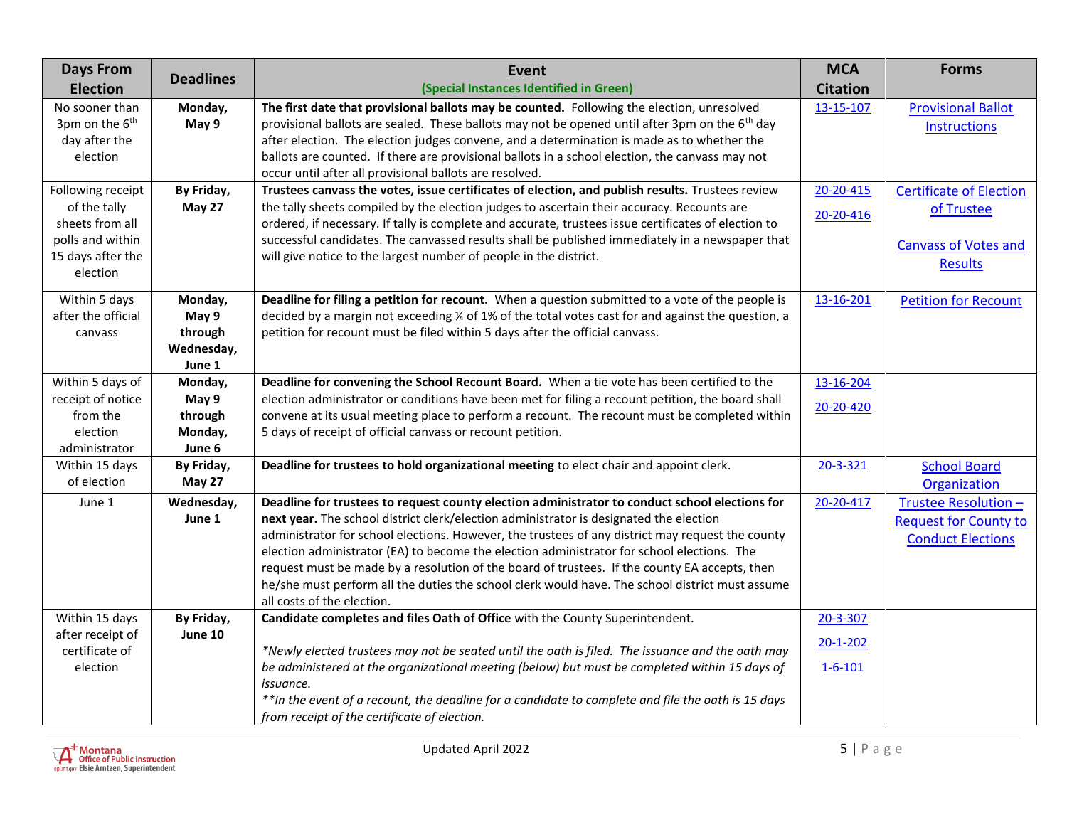| Days From Election | Deadlines | Event (Special Instances Identified in Green) | MCA Citation | Forms |
|---|---|---|---|---|
| No sooner than 3pm on the 6th day after the election | **Monday, May 9** | **The first date that provisional ballots may be counted.** Following the election, unresolved provisional ballots are sealed. These ballots may not be opened until after 3pm on the 6th day after election. The election judges convene, and a determination is made as to whether the ballots are counted. If there are provisional ballots in a school election, the canvass may not occur until after all provisional ballots are resolved. | 13-15-107 | Provisional Ballot Instructions |
| Following receipt of the tally sheets from all polls and within 15 days after the election | **By Friday, May 27** | **Trustees canvass the votes, issue certificates of election, and publish results.** Trustees review the tally sheets compiled by the election judges to ascertain their accuracy. Recounts are ordered, if necessary. If tally is complete and accurate, trustees issue certificates of election to successful candidates. The canvassed results shall be published immediately in a newspaper that will give notice to the largest number of people in the district. | 20-20-415 20-20-416 | Certificate of Election of Trustee; Canvass of Votes and Results |
| Within 5 days after the official canvass | **Monday, May 9 through Wednesday, June 1** | **Deadline for filing a petition for recount.** When a question submitted to a vote of the people is decided by a margin not exceeding ¼ of 1% of the total votes cast for and against the question, a petition for recount must be filed within 5 days after the official canvass. | 13-16-201 | Petition for Recount |
| Within 5 days of receipt of notice from the election administrator | **Monday, May 9 through Monday, June 6** | **Deadline for convening the School Recount Board.** When a tie vote has been certified to the election administrator or conditions have been met for filing a recount petition, the board shall convene at its usual meeting place to perform a recount. The recount must be completed within 5 days of receipt of official canvass or recount petition. | 13-16-204 20-20-420 | |
| Within 15 days of election | **By Friday, May 27** | **Deadline for trustees to hold organizational meeting** to elect chair and appoint clerk. | 20-3-321 | School Board Organization |
| June 1 | **Wednesday, June 1** | **Deadline for trustees to request county election administrator to conduct school elections for next year.** The school district clerk/election administrator is designated the election administrator for school elections. However, the trustees of any district may request the county election administrator (EA) to become the election administrator for school elections. The request must be made by a resolution of the board of trustees. If the county EA accepts, then he/she must perform all the duties the school clerk would have. The school district must assume all costs of the election. | 20-20-417 | Trustee Resolution – Request for County to Conduct Elections |
| Within 15 days after receipt of certificate of election | **By Friday, June 10** | **Candidate completes and files Oath of Office** with the County Superintendent. *\*Newly elected trustees may not be seated until the oath is filed. The issuance and the oath may be administered at the organizational meeting (below) but must be completed within 15 days of issuance.* *\*\*In the event of a recount, the deadline for a candidate to complete and file the oath is 15 days from receipt of the certificate of election.* | 20-3-307 20-1-202 1-6-101 | |

Updated April 2022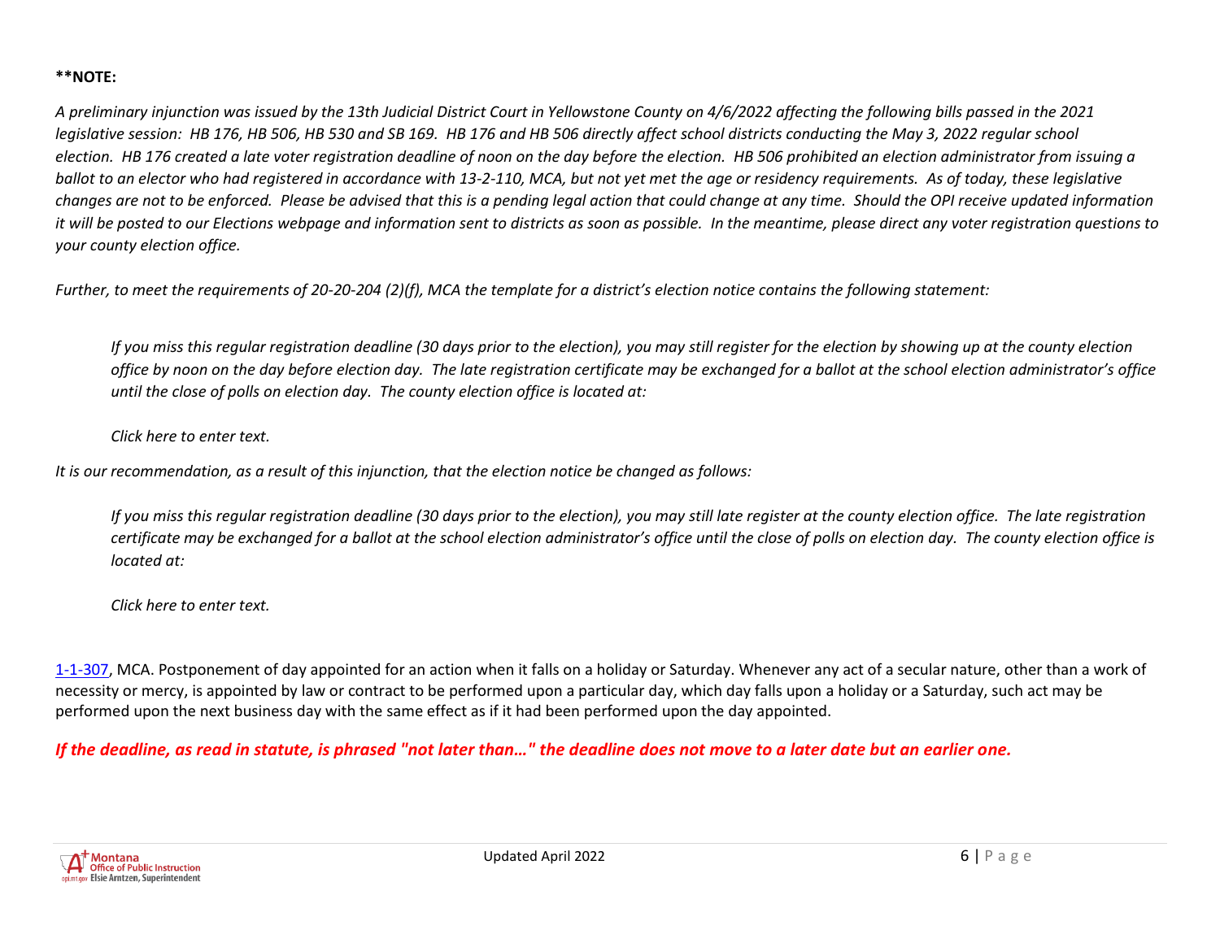****NOTE:**

*A preliminary injunction was issued by the 13th Judicial District Court in Yellowstone County on 4/6/2022 affecting the following bills passed in the 2021 legislative session: HB 176, HB 506, HB 530 and SB 169. HB 176 and HB 506 directly affect school districts conducting the May 3, 2022 regular school election. HB 176 created a late voter registration deadline of noon on the day before the election. HB 506 prohibited an election administrator from issuing a ballot to an elector who had registered in accordance with 13-2-110, MCA, but not yet met the age or residency requirements. As of today, these legislative changes are not to be enforced. Please be advised that this is a pending legal action that could change at any time. Should the OPI receive updated information it will be posted to our Elections webpage and information sent to districts as soon as possible. In the meantime, please direct any voter registration questions to your county election office.*

*Further, to meet the requirements of 20-20-204 (2)(f), MCA the template for a district's election notice contains the following statement:*

> *If you miss this regular registration deadline (30 days prior to the election), you may still register for the election by showing up at the county election office by noon on the day before election day. The late registration certificate may be exchanged for a ballot at the school election administrator's office until the close of polls on election day. The county election office is located at:*
>
> *Click here to enter text.*

*It is our recommendation, as a result of this injunction, that the election notice be changed as follows:*

> *If you miss this regular registration deadline (30 days prior to the election), you may still late register at the county election office. The late registration certificate may be exchanged for a ballot at the school election administrator's office until the close of polls on election day. The county election office is located at:*
>
> *Click here to enter text.*

1-1-307, MCA. Postponement of day appointed for an action when it falls on a holiday or Saturday. Whenever any act of a secular nature, other than a work of necessity or mercy, is appointed by law or contract to be performed upon a particular day, which day falls upon a holiday or a Saturday, such act may be performed upon the next business day with the same effect as if it had been performed upon the day appointed.

***If the deadline, as read in statute, is phrased "not later than…" the deadline does not move to a later date but an earlier one.***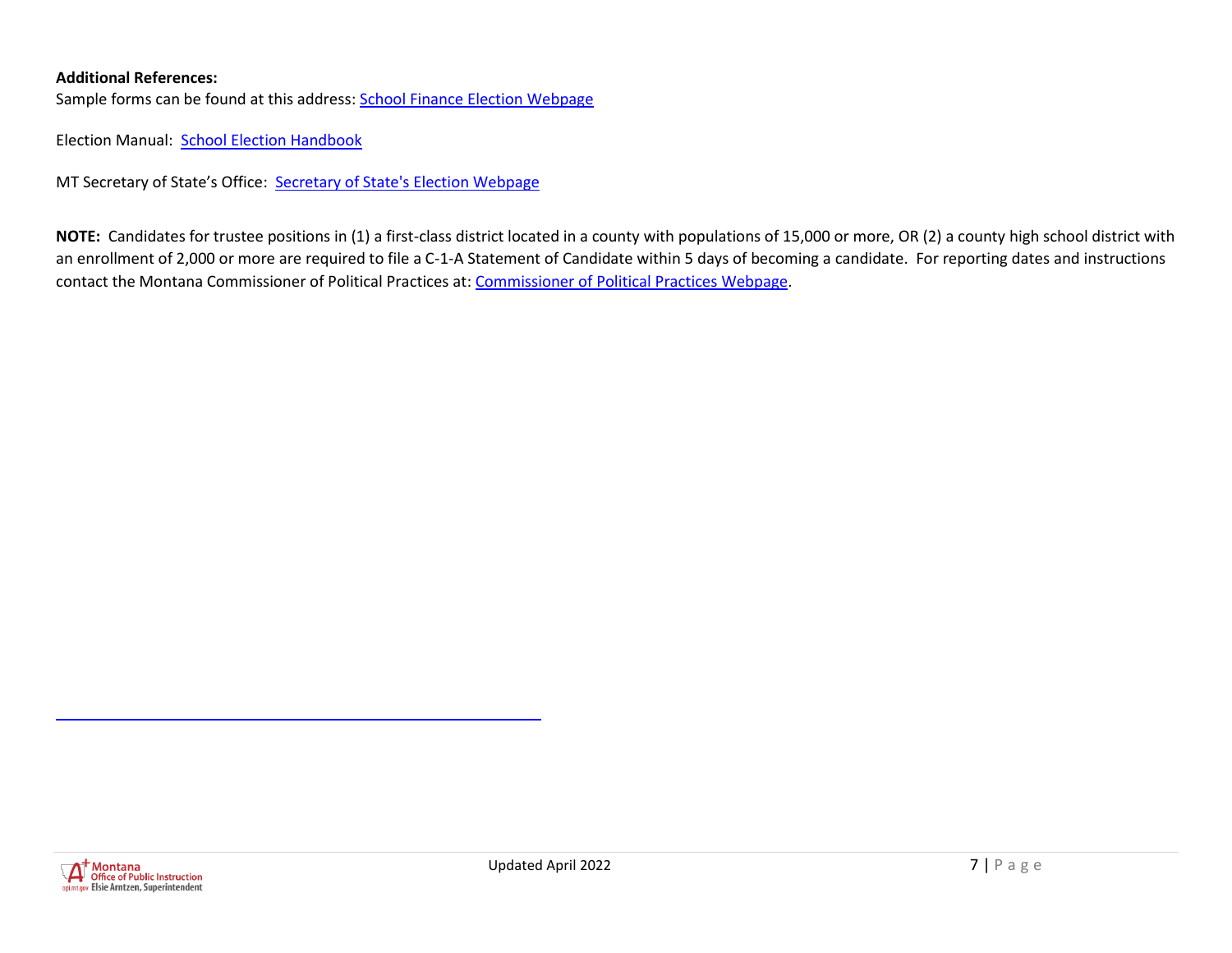**Additional References:**

Sample forms can be found at this address: School Finance Election Webpage

Election Manual: School Election Handbook

MT Secretary of State's Office: Secretary of State's Election Webpage

**NOTE:** Candidates for trustee positions in (1) a first-class district located in a county with populations of 15,000 or more, OR (2) a county high school district with an enrollment of 2,000 or more are required to file a C-1-A Statement of Candidate within 5 days of becoming a candidate. For reporting dates and instructions contact the Montana Commissioner of Political Practices at: Commissioner of Political Practices Webpage.